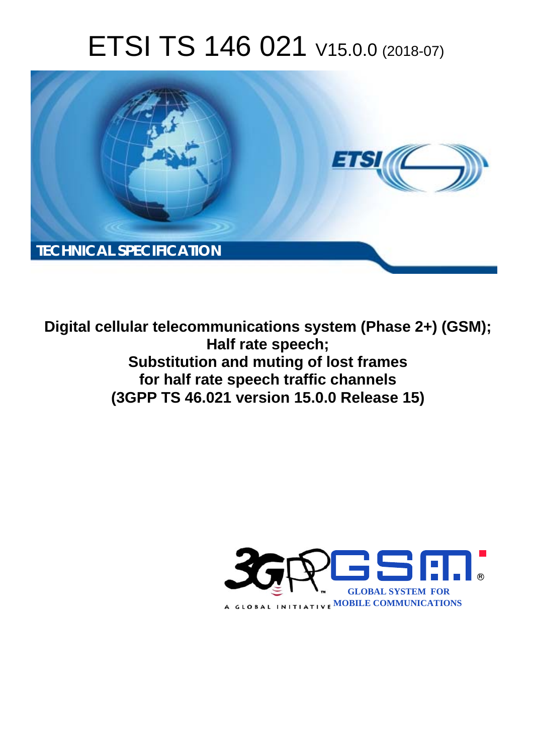# ETSI TS 146 021 V15.0.0 (2018-07)

TECHNICAL SPECIFICATION

**Digital cellular telecommunications system (Phase 2+) (GSM);**
**Half rate speech;**
**Substitution and muting of lost frames**
**for half rate speech traffic channels**
**(3GPP TS 46.021 version 15.0.0 Release 15)**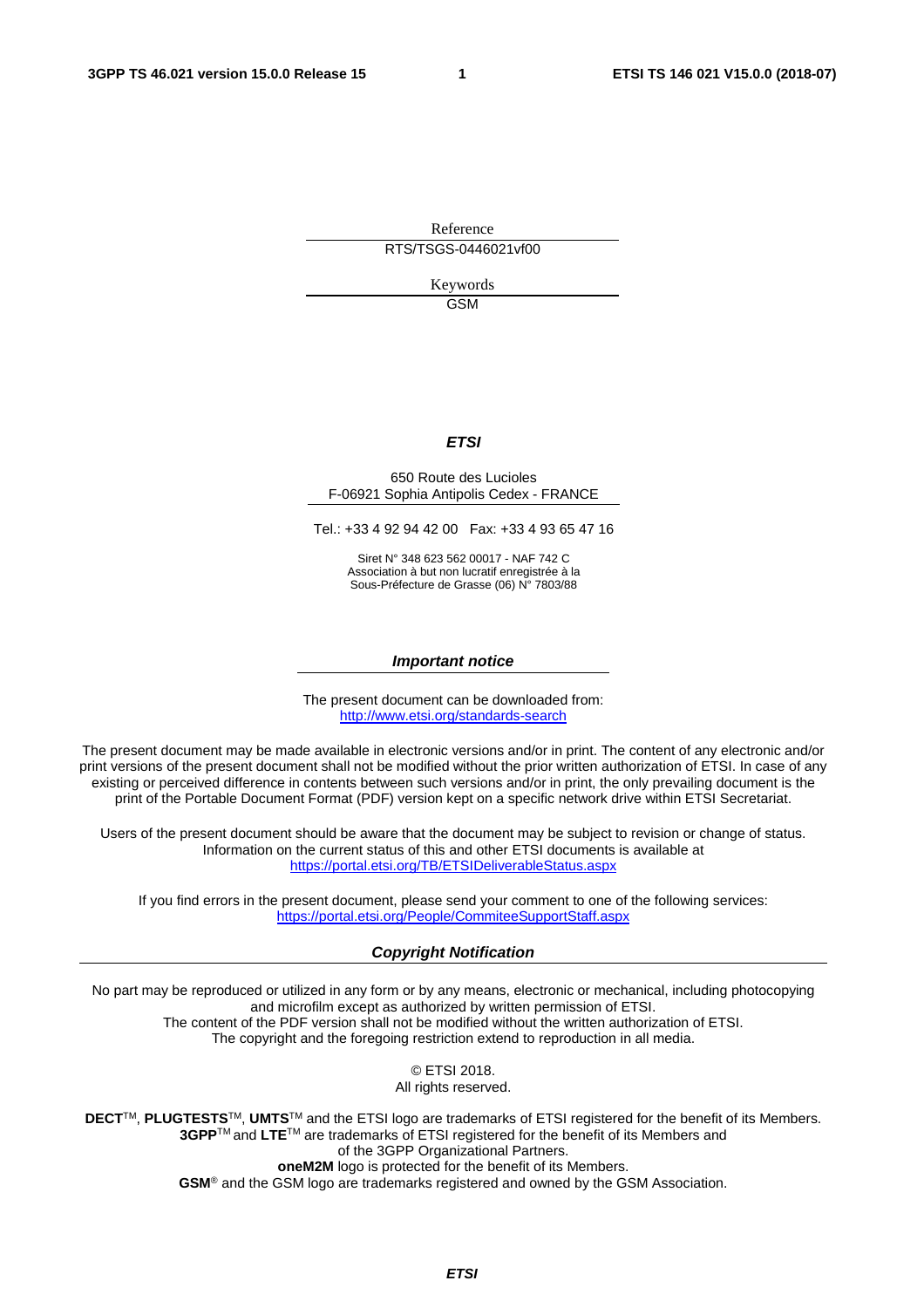Reference

RTS/TSGS-0446021vf00

Keywords

GSM

***ETSI***

650 Route des Lucioles
F-06921 Sophia Antipolis Cedex - FRANCE

Tel.: +33 4 92 94 42 00   Fax: +33 4 93 65 47 16

Siret N° 348 623 562 00017 - NAF 742 C
Association à but non lucratif enregistrée à la
Sous-Préfecture de Grasse (06) N° 7803/88

***Important notice***

The present document can be downloaded from:
http://www.etsi.org/standards-search

The present document may be made available in electronic versions and/or in print. The content of any electronic and/or print versions of the present document shall not be modified without the prior written authorization of ETSI. In case of any existing or perceived difference in contents between such versions and/or in print, the only prevailing document is the print of the Portable Document Format (PDF) version kept on a specific network drive within ETSI Secretariat.

Users of the present document should be aware that the document may be subject to revision or change of status. Information on the current status of this and other ETSI documents is available at
https://portal.etsi.org/TB/ETSIDeliverableStatus.aspx

If you find errors in the present document, please send your comment to one of the following services:
https://portal.etsi.org/People/CommiteeSupportStaff.aspx

***Copyright Notification***

No part may be reproduced or utilized in any form or by any means, electronic or mechanical, including photocopying and microfilm except as authorized by written permission of ETSI.
The content of the PDF version shall not be modified without the written authorization of ETSI.
The copyright and the foregoing restriction extend to reproduction in all media.

© ETSI 2018.
All rights reserved.

**DECT**™, **PLUGTESTS**™, **UMTS**™ and the ETSI logo are trademarks of ETSI registered for the benefit of its Members.
**3GPP**™ and **LTE**™ are trademarks of ETSI registered for the benefit of its Members and
of the 3GPP Organizational Partners.
**oneM2M** logo is protected for the benefit of its Members.
**GSM**® and the GSM logo are trademarks registered and owned by the GSM Association.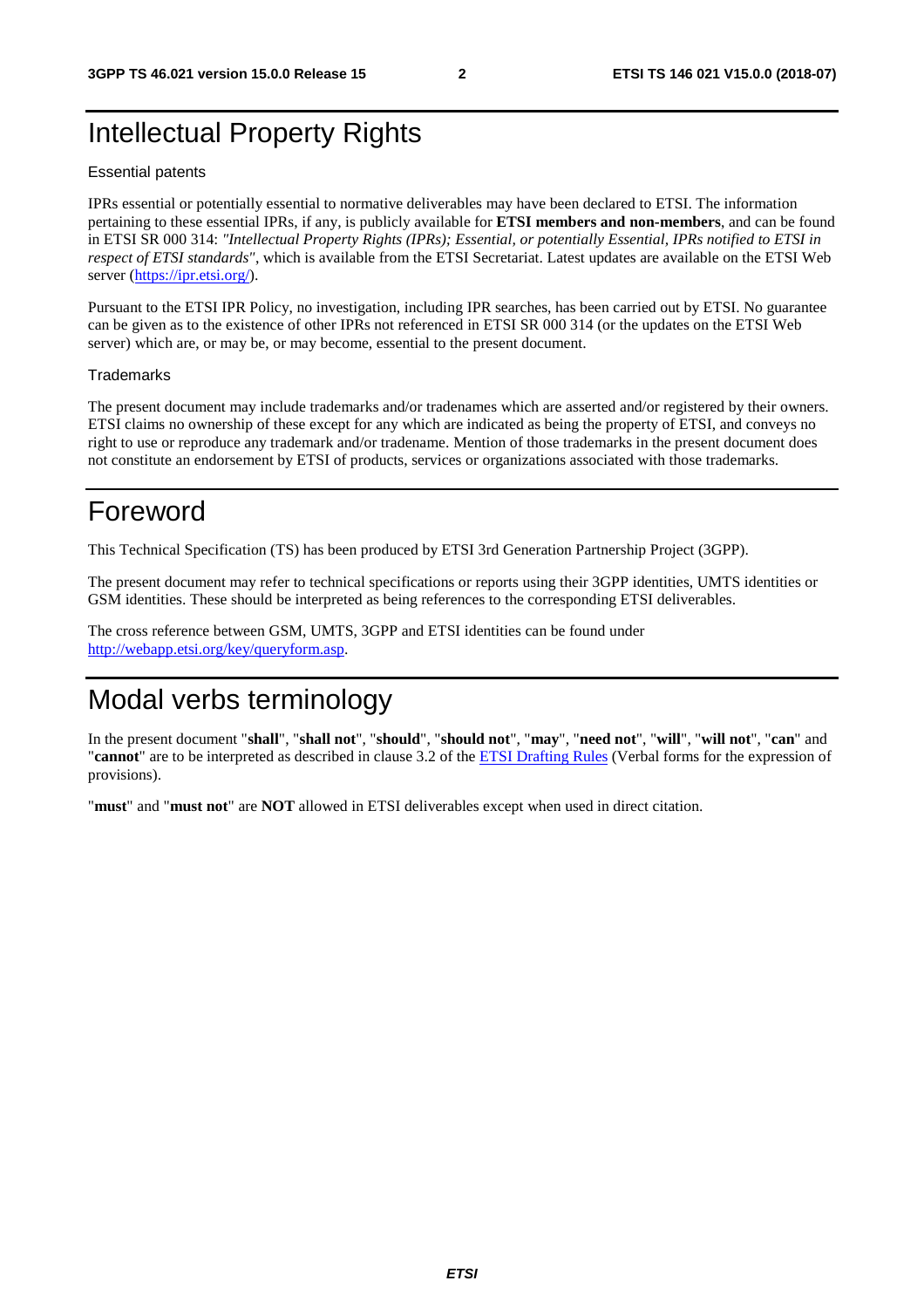# Intellectual Property Rights

Essential patents

IPRs essential or potentially essential to normative deliverables may have been declared to ETSI. The information pertaining to these essential IPRs, if any, is publicly available for **ETSI members and non-members**, and can be found in ETSI SR 000 314: *"Intellectual Property Rights (IPRs); Essential, or potentially Essential, IPRs notified to ETSI in respect of ETSI standards"*, which is available from the ETSI Secretariat. Latest updates are available on the ETSI Web server (https://ipr.etsi.org/).

Pursuant to the ETSI IPR Policy, no investigation, including IPR searches, has been carried out by ETSI. No guarantee can be given as to the existence of other IPRs not referenced in ETSI SR 000 314 (or the updates on the ETSI Web server) which are, or may be, or may become, essential to the present document.

Trademarks

The present document may include trademarks and/or tradenames which are asserted and/or registered by their owners. ETSI claims no ownership of these except for any which are indicated as being the property of ETSI, and conveys no right to use or reproduce any trademark and/or tradename. Mention of those trademarks in the present document does not constitute an endorsement by ETSI of products, services or organizations associated with those trademarks.

# Foreword

This Technical Specification (TS) has been produced by ETSI 3rd Generation Partnership Project (3GPP).

The present document may refer to technical specifications or reports using their 3GPP identities, UMTS identities or GSM identities. These should be interpreted as being references to the corresponding ETSI deliverables.

The cross reference between GSM, UMTS, 3GPP and ETSI identities can be found under http://webapp.etsi.org/key/queryform.asp.

# Modal verbs terminology

In the present document "**shall**", "**shall not**", "**should**", "**should not**", "**may**", "**need not**", "**will**", "**will not**", "**can**" and "**cannot**" are to be interpreted as described in clause 3.2 of the ETSI Drafting Rules (Verbal forms for the expression of provisions).

"**must**" and "**must not**" are **NOT** allowed in ETSI deliverables except when used in direct citation.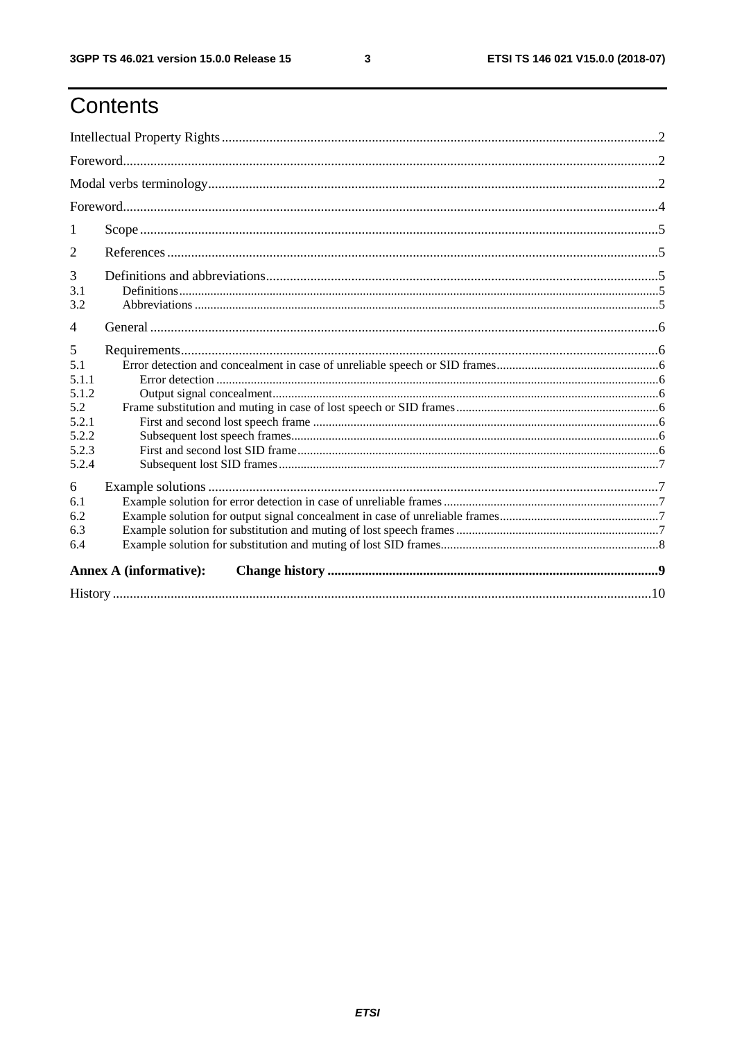# Contents

Intellectual Property Rights ........................................................................................................................... 2

Foreword ........................................................................................................................................................ 2

Modal verbs terminology ................................................................................................................................ 2

Foreword ........................................................................................................................................................ 4

1 Scope ........................................................................................................................................................ 5

2 References ................................................................................................................................................ 5

3 Definitions and abbreviations ..................................................................................................................... 5

3.1 Definitions ............................................................................................................................................. 5

3.2 Abbreviations ......................................................................................................................................... 5

4 General ..................................................................................................................................................... 6

5 Requirements ............................................................................................................................................ 6

5.1 Error detection and concealment in case of unreliable speech or SID frames .......................................... 6

5.1.1 Error detection ...................................................................................................................................... 6

5.1.2 Output signal concealment .................................................................................................................... 6

5.2 Frame substitution and muting in case of lost speech or SID frames ....................................................... 6

5.2.1 First and second lost speech frame ....................................................................................................... 6

5.2.2 Subsequent lost speech frames .............................................................................................................. 6

5.2.3 First and second lost SID frame ............................................................................................................ 6

5.2.4 Subsequent lost SID frames .................................................................................................................. 7

6 Example solutions ..................................................................................................................................... 7

6.1 Example solution for error detection in case of unreliable frames ............................................................ 7

6.2 Example solution for output signal concealment in case of unreliable frames .......................................... 7

6.3 Example solution for substitution and muting of lost speech frames ........................................................ 7

6.4 Example solution for substitution and muting of lost SID frames ............................................................. 8

**Annex A (informative): Change history** ..................................................................................................... 9

History .......................................................................................................................................................... 10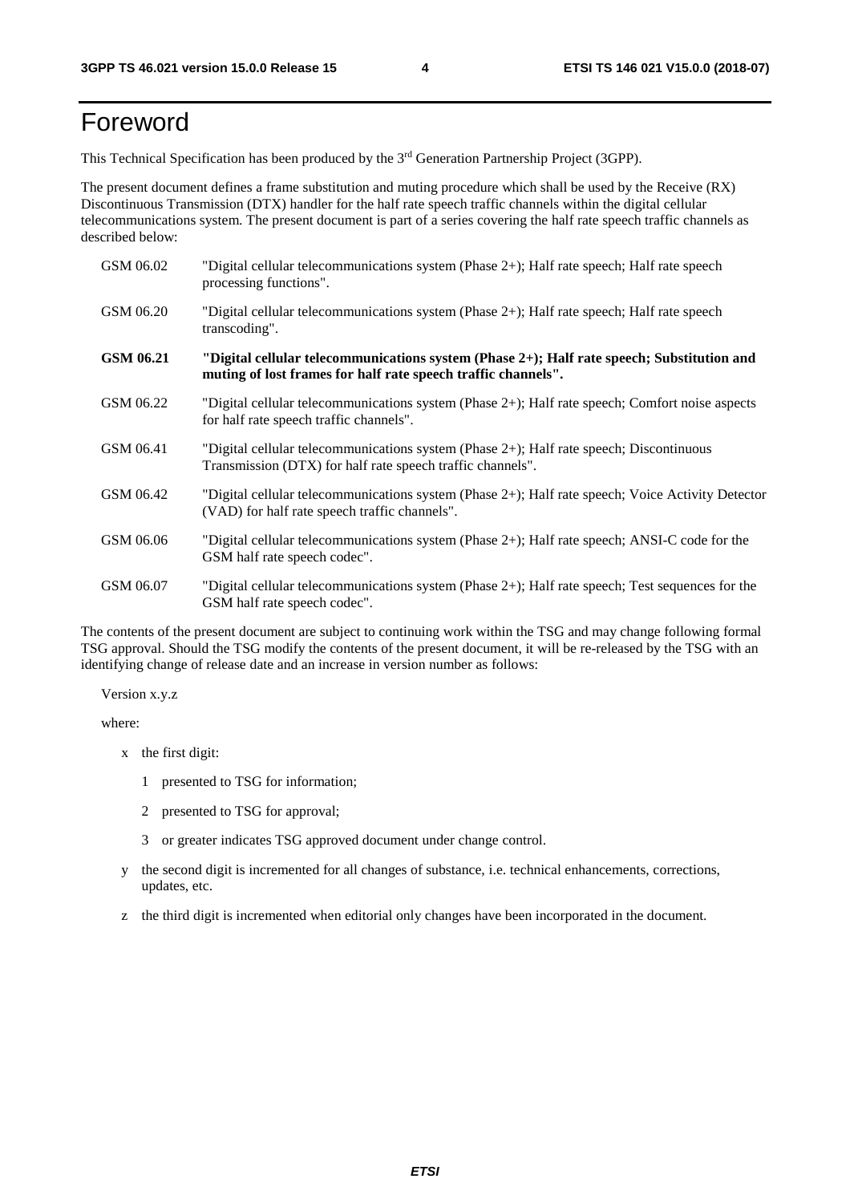# Foreword

This Technical Specification has been produced by the 3rd Generation Partnership Project (3GPP).

The present document defines a frame substitution and muting procedure which shall be used by the Receive (RX) Discontinuous Transmission (DTX) handler for the half rate speech traffic channels within the digital cellular telecommunications system. The present document is part of a series covering the half rate speech traffic channels as described below:

GSM 06.02 "Digital cellular telecommunications system (Phase 2+); Half rate speech; Half rate speech processing functions".

GSM 06.20 "Digital cellular telecommunications system (Phase 2+); Half rate speech; Half rate speech transcoding".

**GSM 06.21 "Digital cellular telecommunications system (Phase 2+); Half rate speech; Substitution and muting of lost frames for half rate speech traffic channels".**

GSM 06.22 "Digital cellular telecommunications system (Phase 2+); Half rate speech; Comfort noise aspects for half rate speech traffic channels".

GSM 06.41 "Digital cellular telecommunications system (Phase 2+); Half rate speech; Discontinuous Transmission (DTX) for half rate speech traffic channels".

GSM 06.42 "Digital cellular telecommunications system (Phase 2+); Half rate speech; Voice Activity Detector (VAD) for half rate speech traffic channels".

GSM 06.06 "Digital cellular telecommunications system (Phase 2+); Half rate speech; ANSI-C code for the GSM half rate speech codec".

GSM 06.07 "Digital cellular telecommunications system (Phase 2+); Half rate speech; Test sequences for the GSM half rate speech codec".

The contents of the present document are subject to continuing work within the TSG and may change following formal TSG approval. Should the TSG modify the contents of the present document, it will be re-released by the TSG with an identifying change of release date and an increase in version number as follows:

Version x.y.z

where:

- x the first digit:
  - 1 presented to TSG for information;
  - 2 presented to TSG for approval;
  - 3 or greater indicates TSG approved document under change control.
- y the second digit is incremented for all changes of substance, i.e. technical enhancements, corrections, updates, etc.
- z the third digit is incremented when editorial only changes have been incorporated in the document.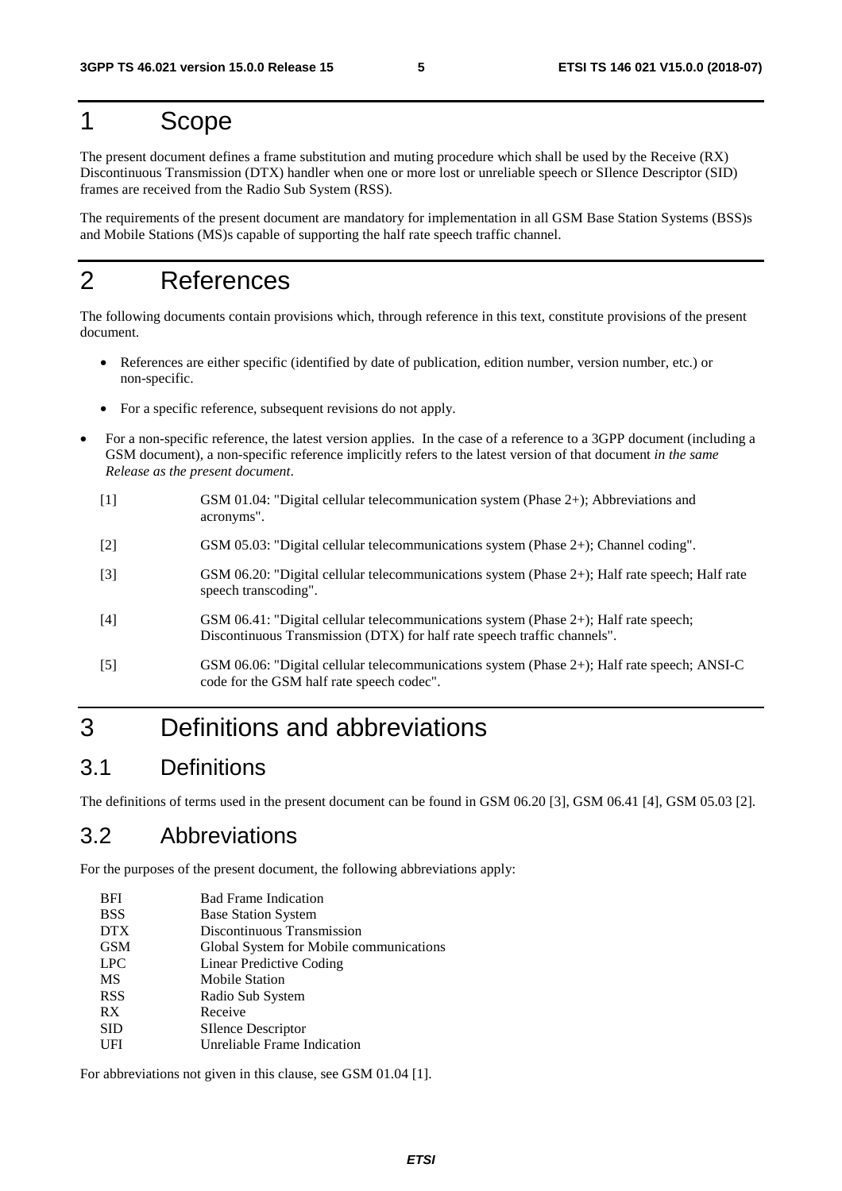# 1 Scope

The present document defines a frame substitution and muting procedure which shall be used by the Receive (RX) Discontinuous Transmission (DTX) handler when one or more lost or unreliable speech or SIlence Descriptor (SID) frames are received from the Radio Sub System (RSS).

The requirements of the present document are mandatory for implementation in all GSM Base Station Systems (BSS)s and Mobile Stations (MS)s capable of supporting the half rate speech traffic channel.

# 2 References

The following documents contain provisions which, through reference in this text, constitute provisions of the present document.

- References are either specific (identified by date of publication, edition number, version number, etc.) or non-specific.
- For a specific reference, subsequent revisions do not apply.
- For a non-specific reference, the latest version applies. In the case of a reference to a 3GPP document (including a GSM document), a non-specific reference implicitly refers to the latest version of that document *in the same Release as the present document*.

[1] GSM 01.04: "Digital cellular telecommunication system (Phase 2+); Abbreviations and acronyms".

[2] GSM 05.03: "Digital cellular telecommunications system (Phase 2+); Channel coding".

[3] GSM 06.20: "Digital cellular telecommunications system (Phase 2+); Half rate speech; Half rate speech transcoding".

[4] GSM 06.41: "Digital cellular telecommunications system (Phase 2+); Half rate speech; Discontinuous Transmission (DTX) for half rate speech traffic channels".

[5] GSM 06.06: "Digital cellular telecommunications system (Phase 2+); Half rate speech; ANSI-C code for the GSM half rate speech codec".

# 3 Definitions and abbreviations

## 3.1 Definitions

The definitions of terms used in the present document can be found in GSM 06.20 [3], GSM 06.41 [4], GSM 05.03 [2].

## 3.2 Abbreviations

For the purposes of the present document, the following abbreviations apply:

| | |
|---|---|
| BFI | Bad Frame Indication |
| BSS | Base Station System |
| DTX | Discontinuous Transmission |
| GSM | Global System for Mobile communications |
| LPC | Linear Predictive Coding |
| MS | Mobile Station |
| RSS | Radio Sub System |
| RX | Receive |
| SID | SIlence Descriptor |
| UFI | Unreliable Frame Indication |

For abbreviations not given in this clause, see GSM 01.04 [1].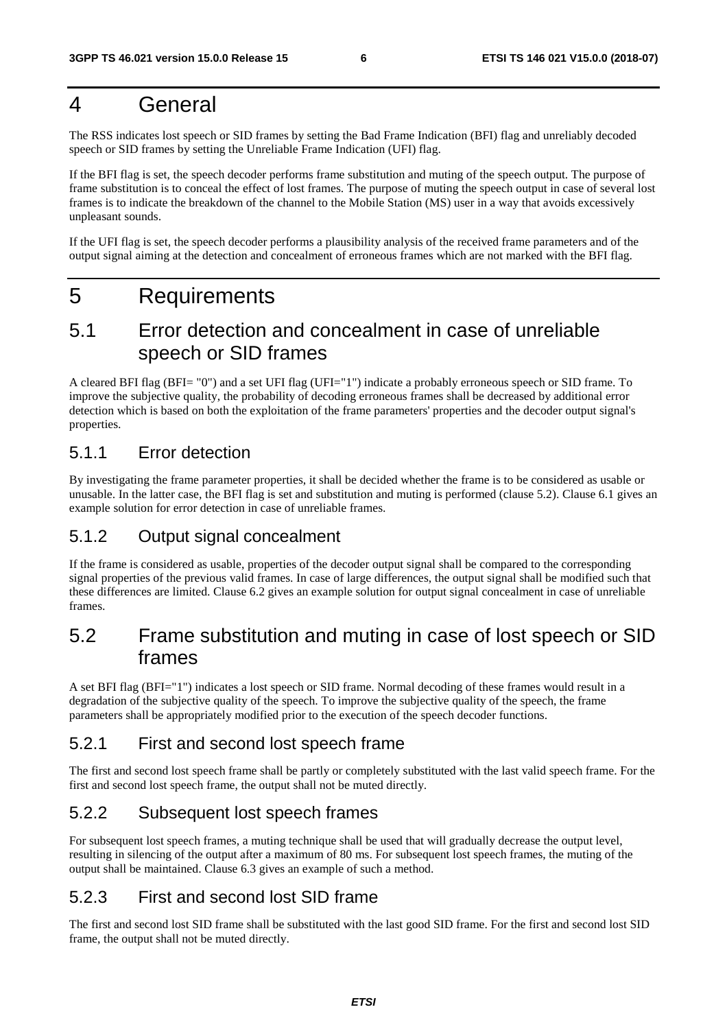# 4 General

The RSS indicates lost speech or SID frames by setting the Bad Frame Indication (BFI) flag and unreliably decoded speech or SID frames by setting the Unreliable Frame Indication (UFI) flag.

If the BFI flag is set, the speech decoder performs frame substitution and muting of the speech output. The purpose of frame substitution is to conceal the effect of lost frames. The purpose of muting the speech output in case of several lost frames is to indicate the breakdown of the channel to the Mobile Station (MS) user in a way that avoids excessively unpleasant sounds.

If the UFI flag is set, the speech decoder performs a plausibility analysis of the received frame parameters and of the output signal aiming at the detection and concealment of erroneous frames which are not marked with the BFI flag.

# 5 Requirements

## 5.1 Error detection and concealment in case of unreliable speech or SID frames

A cleared BFI flag (BFI= "0") and a set UFI flag (UFI="1") indicate a probably erroneous speech or SID frame. To improve the subjective quality, the probability of decoding erroneous frames shall be decreased by additional error detection which is based on both the exploitation of the frame parameters' properties and the decoder output signal's properties.

### 5.1.1 Error detection

By investigating the frame parameter properties, it shall be decided whether the frame is to be considered as usable or unusable. In the latter case, the BFI flag is set and substitution and muting is performed (clause 5.2). Clause 6.1 gives an example solution for error detection in case of unreliable frames.

### 5.1.2 Output signal concealment

If the frame is considered as usable, properties of the decoder output signal shall be compared to the corresponding signal properties of the previous valid frames. In case of large differences, the output signal shall be modified such that these differences are limited. Clause 6.2 gives an example solution for output signal concealment in case of unreliable frames.

## 5.2 Frame substitution and muting in case of lost speech or SID frames

A set BFI flag (BFI="1") indicates a lost speech or SID frame. Normal decoding of these frames would result in a degradation of the subjective quality of the speech. To improve the subjective quality of the speech, the frame parameters shall be appropriately modified prior to the execution of the speech decoder functions.

### 5.2.1 First and second lost speech frame

The first and second lost speech frame shall be partly or completely substituted with the last valid speech frame. For the first and second lost speech frame, the output shall not be muted directly.

### 5.2.2 Subsequent lost speech frames

For subsequent lost speech frames, a muting technique shall be used that will gradually decrease the output level, resulting in silencing of the output after a maximum of 80 ms. For subsequent lost speech frames, the muting of the output shall be maintained. Clause 6.3 gives an example of such a method.

### 5.2.3 First and second lost SID frame

The first and second lost SID frame shall be substituted with the last good SID frame. For the first and second lost SID frame, the output shall not be muted directly.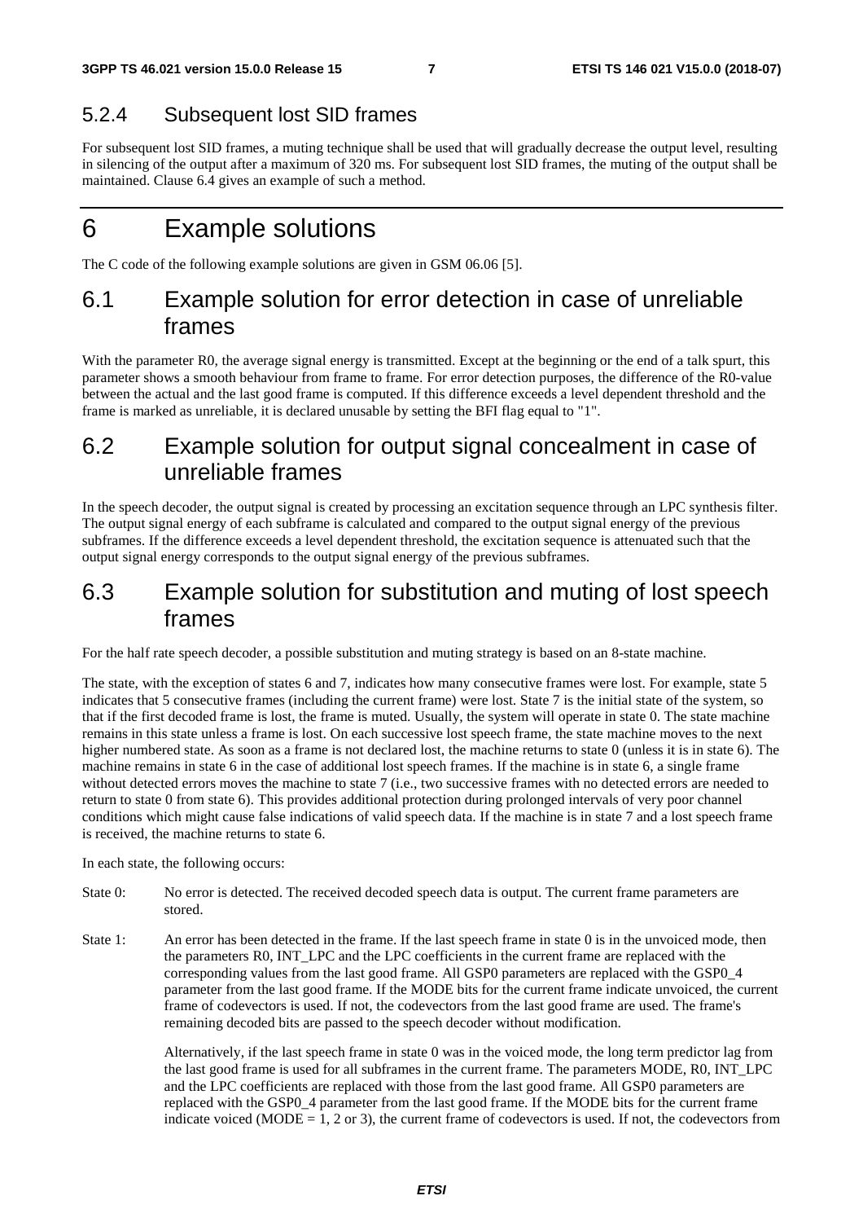### 5.2.4 Subsequent lost SID frames

For subsequent lost SID frames, a muting technique shall be used that will gradually decrease the output level, resulting in silencing of the output after a maximum of 320 ms. For subsequent lost SID frames, the muting of the output shall be maintained. Clause 6.4 gives an example of such a method.

# 6 Example solutions

The C code of the following example solutions are given in GSM 06.06 [5].

## 6.1 Example solution for error detection in case of unreliable frames

With the parameter R0, the average signal energy is transmitted. Except at the beginning or the end of a talk spurt, this parameter shows a smooth behaviour from frame to frame. For error detection purposes, the difference of the R0-value between the actual and the last good frame is computed. If this difference exceeds a level dependent threshold and the frame is marked as unreliable, it is declared unusable by setting the BFI flag equal to "1".

## 6.2 Example solution for output signal concealment in case of unreliable frames

In the speech decoder, the output signal is created by processing an excitation sequence through an LPC synthesis filter. The output signal energy of each subframe is calculated and compared to the output signal energy of the previous subframes. If the difference exceeds a level dependent threshold, the excitation sequence is attenuated such that the output signal energy corresponds to the output signal energy of the previous subframes.

## 6.3 Example solution for substitution and muting of lost speech frames

For the half rate speech decoder, a possible substitution and muting strategy is based on an 8-state machine.

The state, with the exception of states 6 and 7, indicates how many consecutive frames were lost. For example, state 5 indicates that 5 consecutive frames (including the current frame) were lost. State 7 is the initial state of the system, so that if the first decoded frame is lost, the frame is muted. Usually, the system will operate in state 0. The state machine remains in this state unless a frame is lost. On each successive lost speech frame, the state machine moves to the next higher numbered state. As soon as a frame is not declared lost, the machine returns to state 0 (unless it is in state 6). The machine remains in state 6 in the case of additional lost speech frames. If the machine is in state 6, a single frame without detected errors moves the machine to state 7 (i.e., two successive frames with no detected errors are needed to return to state 0 from state 6). This provides additional protection during prolonged intervals of very poor channel conditions which might cause false indications of valid speech data. If the machine is in state 7 and a lost speech frame is received, the machine returns to state 6.

In each state, the following occurs:

State 0: No error is detected. The received decoded speech data is output. The current frame parameters are stored.

State 1: An error has been detected in the frame. If the last speech frame in state 0 is in the unvoiced mode, then the parameters R0, INT_LPC and the LPC coefficients in the current frame are replaced with the corresponding values from the last good frame. All GSP0 parameters are replaced with the GSP0_4 parameter from the last good frame. If the MODE bits for the current frame indicate unvoiced, the current frame of codevectors is used. If not, the codevectors from the last good frame are used. The frame's remaining decoded bits are passed to the speech decoder without modification.

Alternatively, if the last speech frame in state 0 was in the voiced mode, the long term predictor lag from the last good frame is used for all subframes in the current frame. The parameters MODE, R0, INT_LPC and the LPC coefficients are replaced with those from the last good frame. All GSP0 parameters are replaced with the GSP0_4 parameter from the last good frame. If the MODE bits for the current frame indicate voiced (MODE = 1, 2 or 3), the current frame of codevectors is used. If not, the codevectors from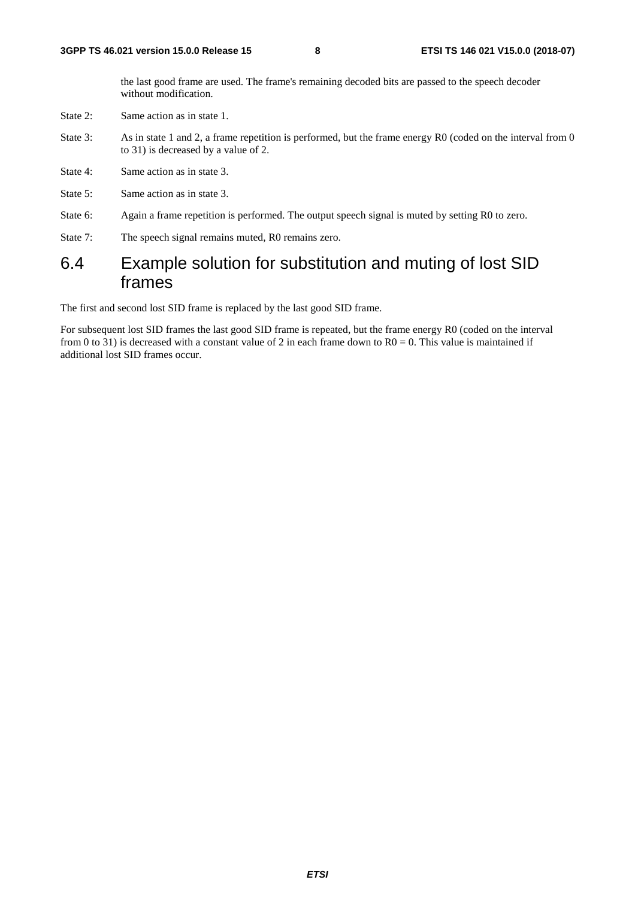the last good frame are used. The frame's remaining decoded bits are passed to the speech decoder without modification.

State 2: Same action as in state 1.

State 3: As in state 1 and 2, a frame repetition is performed, but the frame energy R0 (coded on the interval from 0 to 31) is decreased by a value of 2.

State 4: Same action as in state 3.

State 5: Same action as in state 3.

State 6: Again a frame repetition is performed. The output speech signal is muted by setting R0 to zero.

State 7: The speech signal remains muted, R0 remains zero.

## 6.4 Example solution for substitution and muting of lost SID frames

The first and second lost SID frame is replaced by the last good SID frame.

For subsequent lost SID frames the last good SID frame is repeated, but the frame energy R0 (coded on the interval from 0 to 31) is decreased with a constant value of 2 in each frame down to R0 = 0. This value is maintained if additional lost SID frames occur.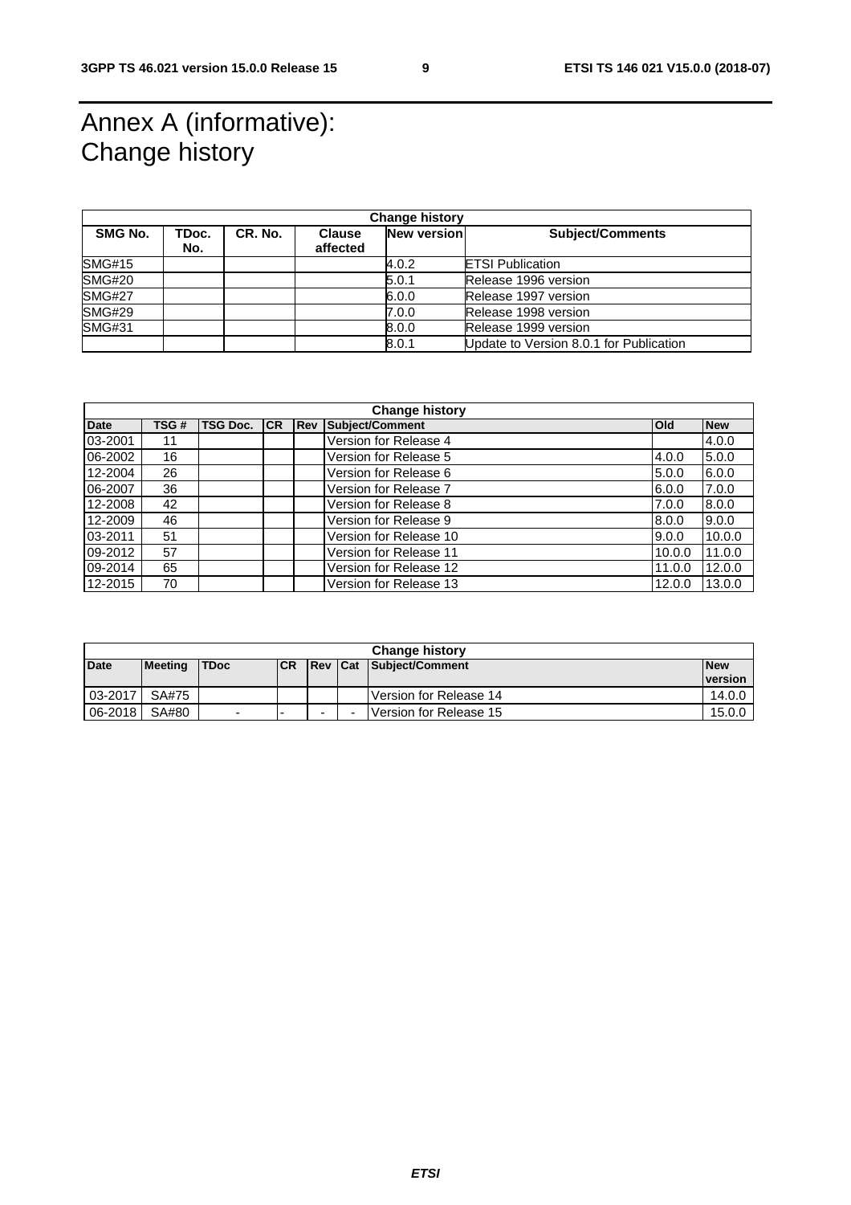# Annex A (informative): Change history

| Change history | | | | | |
|---|---|---|---|---|---|
| SMG No. | TDoc. No. | CR. No. | Clause affected | New version | Subject/Comments |
| SMG#15 | | | | 4.0.2 | ETSI Publication |
| SMG#20 | | | | 5.0.1 | Release 1996 version |
| SMG#27 | | | | 6.0.0 | Release 1997 version |
| SMG#29 | | | | 7.0.0 | Release 1998 version |
| SMG#31 | | | | 8.0.0 | Release 1999 version |
| | | | | 8.0.1 | Update to Version 8.0.1 for Publication |

| Change history | | | | | | | |
|---|---|---|---|---|---|---|---|
| Date | TSG # | TSG Doc. | CR | Rev | Subject/Comment | Old | New |
| 03-2001 | 11 | | | | Version for Release 4 | | 4.0.0 |
| 06-2002 | 16 | | | | Version for Release 5 | 4.0.0 | 5.0.0 |
| 12-2004 | 26 | | | | Version for Release 6 | 5.0.0 | 6.0.0 |
| 06-2007 | 36 | | | | Version for Release 7 | 6.0.0 | 7.0.0 |
| 12-2008 | 42 | | | | Version for Release 8 | 7.0.0 | 8.0.0 |
| 12-2009 | 46 | | | | Version for Release 9 | 8.0.0 | 9.0.0 |
| 03-2011 | 51 | | | | Version for Release 10 | 9.0.0 | 10.0.0 |
| 09-2012 | 57 | | | | Version for Release 11 | 10.0.0 | 11.0.0 |
| 09-2014 | 65 | | | | Version for Release 12 | 11.0.0 | 12.0.0 |
| 12-2015 | 70 | | | | Version for Release 13 | 12.0.0 | 13.0.0 |

| Change history | | | | | | | |
|---|---|---|---|---|---|---|---|
| Date | Meeting | TDoc | CR | Rev | Cat | Subject/Comment | New version |
| 03-2017 | SA#75 | | | | | Version for Release 14 | 14.0.0 |
| 06-2018 | SA#80 | - | - | - | - | Version for Release 15 | 15.0.0 |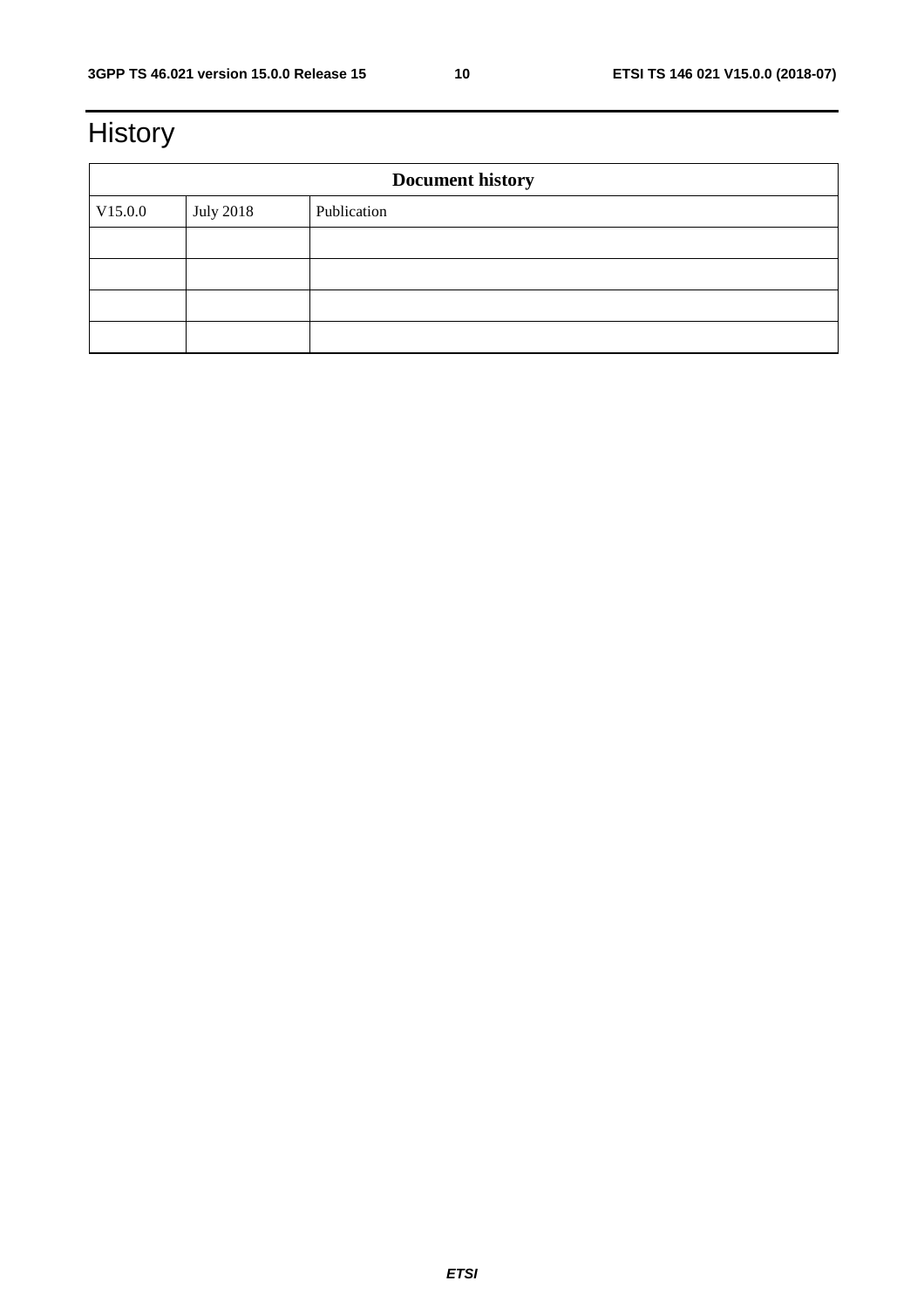# History

| Document history | | |
|---|---|---|
| V15.0.0 | July 2018 | Publication |
| | | |
| | | |
| | | |
| | | |